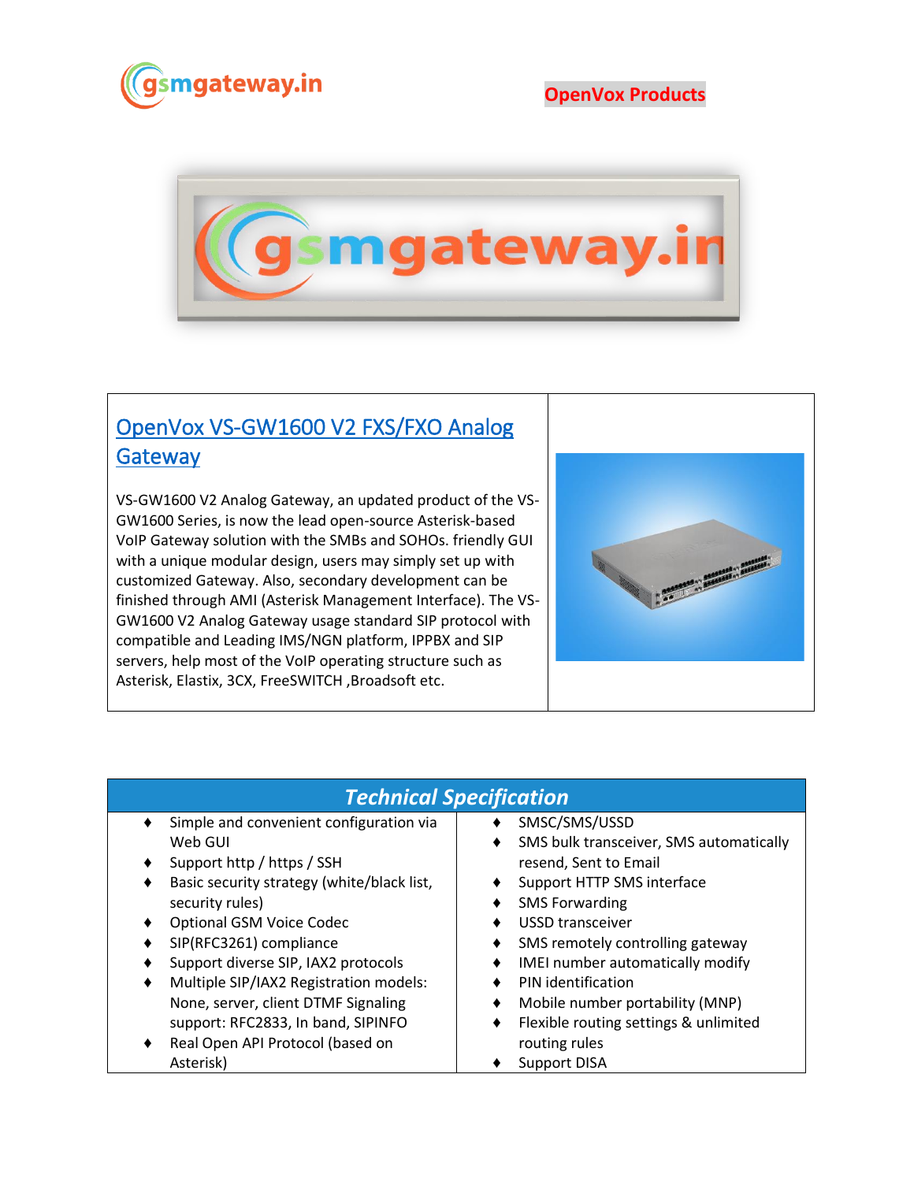gsmgateway.in

OpenVox Products

## OpenVox VS-GW1600 V2 FXS/FXO Analog Gateway

VS-GW1600 V2 Analog Gateway, an updated product of the VS-GW1600 Series, is now the lead open-source Asterisk-based VoIP Gateway solution with the SMBs and SOHOs. friendly GUI with a unique modular design, users may simply set up with customized Gateway. Also, secondary development can be finished through AMI (Asterisk Management Interface). The VS-GW1600 V2 Analog Gateway usage standard SIP protocol with compatible and Leading IMS/NGN platform, IPPBX and SIP servers, help most of the VoIP operating structure such as Asterisk, Elastix, 3CX, FreeSWITCH ,Broadsoft etc.

## *Technical Specification*

- Simple and convenient configuration via Web GUI
- Support http / https / SSH
- Basic security strategy (white/black list, security rules)
- Optional GSM Voice Codec
- SIP(RFC3261) compliance
- Support diverse SIP, IAX2 protocols
- Multiple SIP/IAX2 Registration models: None, server, client DTMF Signaling support: RFC2833, In band, SIPINFO
- Real Open API Protocol (based on Asterisk)
- SMSC/SMS/USSD
- SMS bulk transceiver, SMS automatically resend, Sent to Email
- Support HTTP SMS interface
- SMS Forwarding
- USSD transceiver
- SMS remotely controlling gateway
- IMEI number automatically modify
- PIN identification
- Mobile number portability (MNP)
- Flexible routing settings & unlimited routing rules
- Support DISA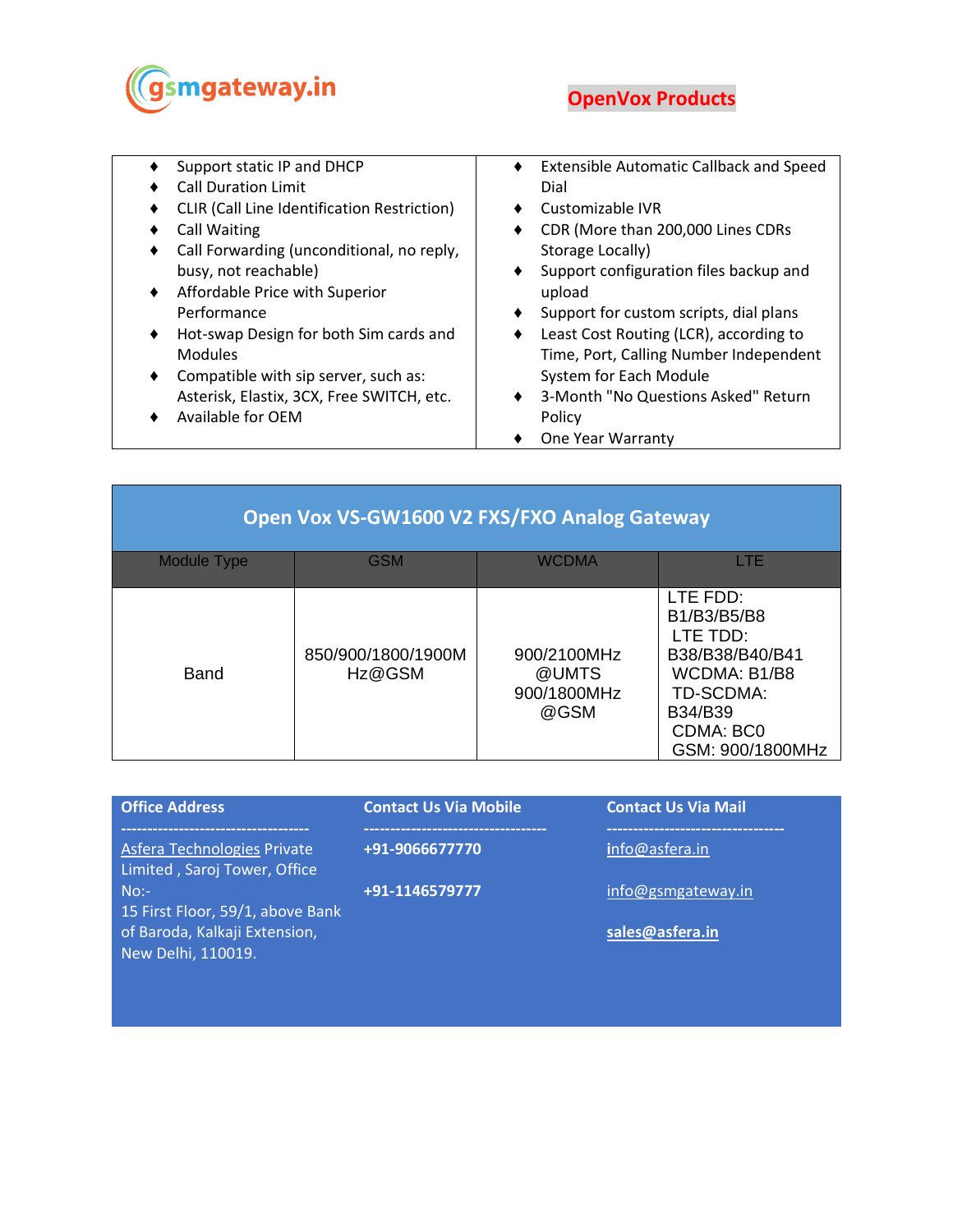gsmgateway.in

**OpenVox Products**

| | |
|---|---|
| ♦ Support static IP and DHCP<br>♦ Call Duration Limit<br>♦ CLIR (Call Line Identification Restriction)<br>♦ Call Waiting<br>♦ Call Forwarding (unconditional, no reply, busy, not reachable)<br>♦ Affordable Price with Superior Performance<br>♦ Hot-swap Design for both Sim cards and Modules<br>♦ Compatible with sip server, such as: Asterisk, Elastix, 3CX, Free SWITCH, etc.<br>♦ Available for OEM | ♦ Extensible Automatic Callback and Speed Dial<br>♦ Customizable IVR<br>♦ CDR (More than 200,000 Lines CDRs Storage Locally)<br>♦ Support configuration files backup and upload<br>♦ Support for custom scripts, dial plans<br>♦ Least Cost Routing (LCR), according to Time, Port, Calling Number Independent System for Each Module<br>♦ 3-Month "No Questions Asked" Return Policy<br>♦ One Year Warranty |

## Open Vox VS-GW1600 V2 FXS/FXO Analog Gateway

| Module Type | GSM | WCDMA | LTE |
|---|---|---|---|
| Band | 850/900/1800/1900MHz@GSM | 900/2100MHz @UMTS 900/1800MHz @GSM | LTE FDD: B1/B3/B5/B8<br>LTE TDD: B38/B38/B40/B41<br>WCDMA: B1/B8<br>TD-SCDMA: B34/B39<br>CDMA: BC0<br>GSM: 900/1800MHz |

**Office Address**

Asfera Technologies Private Limited , Saroj Tower, Office No:-
15 First Floor, 59/1, above Bank of Baroda, Kalkaji Extension, New Delhi, 110019.

**Contact Us Via Mobile**

**+91-9066677770**

**+91-1146579777**

**Contact Us Via Mail**

info@asfera.in

info@gsmgateway.in

**sales@asfera.in**